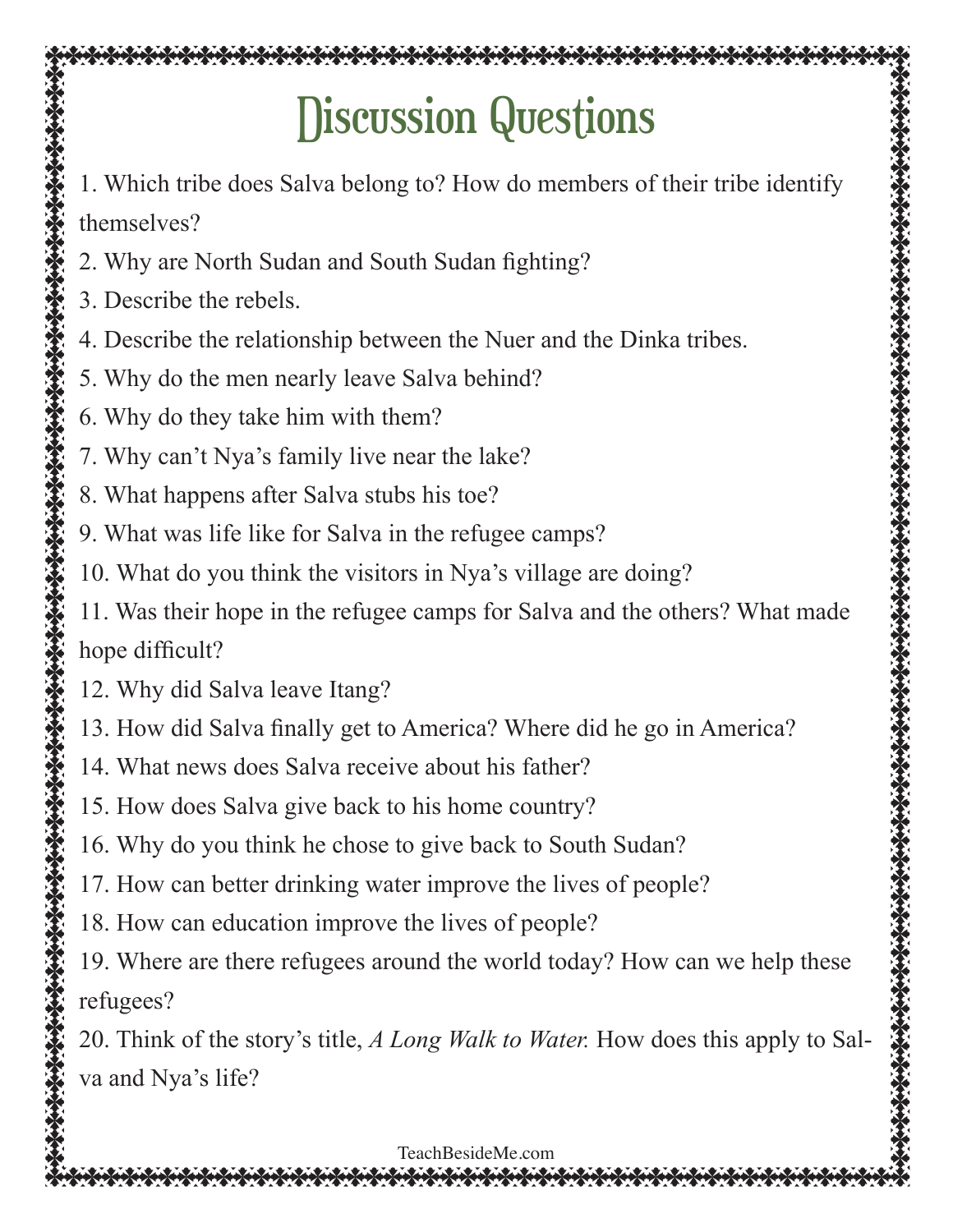# Discussion Questions

1. Which tribe does Salva belong to? How do members of their tribe identify themselves?
2. Why are North Sudan and South Sudan fighting?
3. Describe the rebels.
4. Describe the relationship between the Nuer and the Dinka tribes.
5. Why do the men nearly leave Salva behind?
6. Why do they take him with them?
7. Why can't Nya's family live near the lake?
8. What happens after Salva stubs his toe?
9. What was life like for Salva in the refugee camps?
10. What do you think the visitors in Nya's village are doing?
11. Was their hope in the refugee camps for Salva and the others? What made hope difficult?
12. Why did Salva leave Itang?
13. How did Salva finally get to America? Where did he go in America?
14. What news does Salva receive about his father?
15. How does Salva give back to his home country?
16. Why do you think he chose to give back to South Sudan?
17. How can better drinking water improve the lives of people?
18. How can education improve the lives of people?
19. Where are there refugees around the world today? How can we help these refugees?
20. Think of the story's title, *A Long Walk to Water*. How does this apply to Salva and Nya's life?

TeachBesideMe.com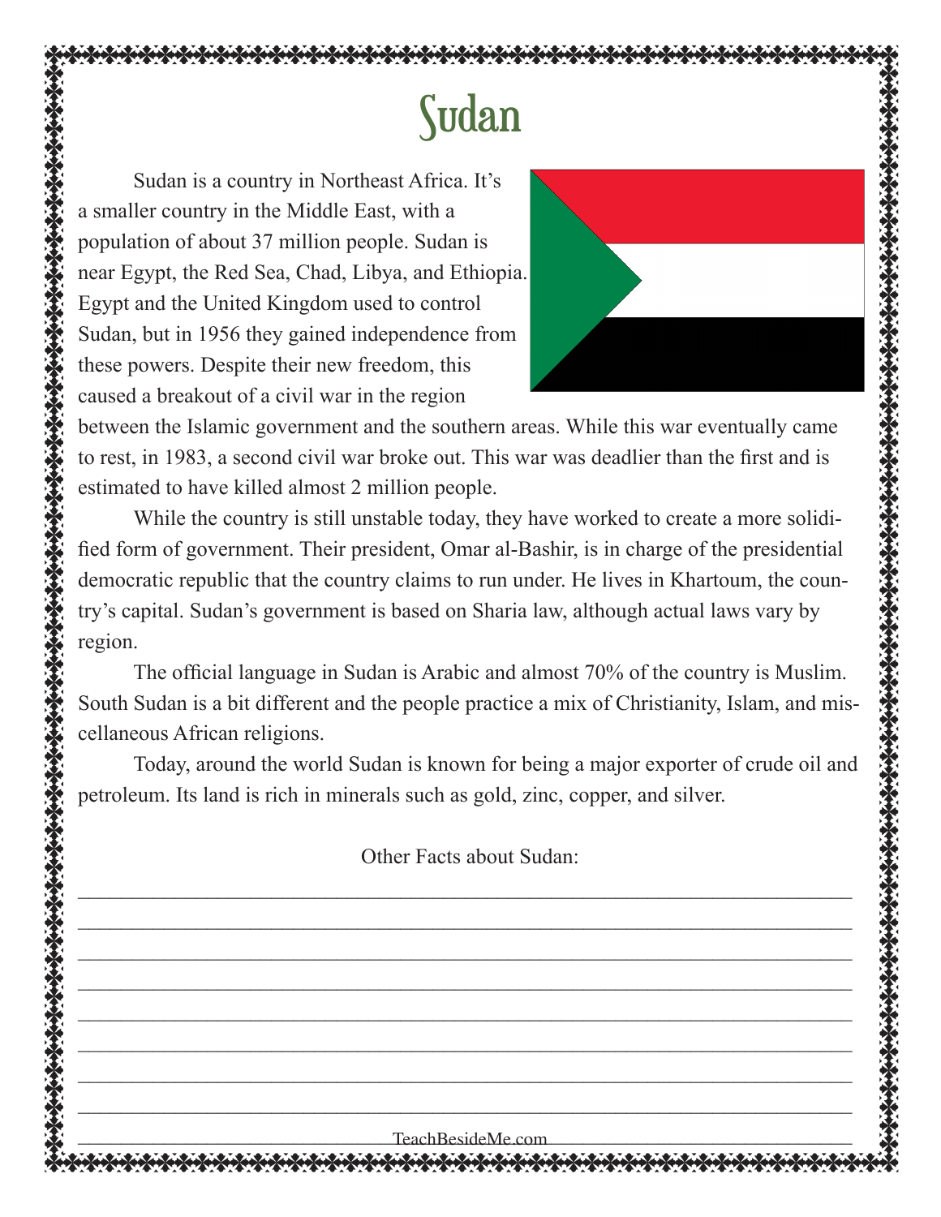# Sudan

Sudan is a country in Northeast Africa. It's a smaller country in the Middle East, with a population of about 37 million people. Sudan is near Egypt, the Red Sea, Chad, Libya, and Ethiopia. Egypt and the United Kingdom used to control Sudan, but in 1956 they gained independence from these powers. Despite their new freedom, this caused a breakout of a civil war in the region between the Islamic government and the southern areas. While this war eventually came to rest, in 1983, a second civil war broke out. This war was deadlier than the first and is estimated to have killed almost 2 million people.

While the country is still unstable today, they have worked to create a more solidified form of government. Their president, Omar al-Bashir, is in charge of the presidential democratic republic that the country claims to run under. He lives in Khartoum, the country's capital. Sudan's government is based on Sharia law, although actual laws vary by region.

The official language in Sudan is Arabic and almost 70% of the country is Muslim. South Sudan is a bit different and the people practice a mix of Christianity, Islam, and miscellaneous African religions.

Today, around the world Sudan is known for being a major exporter of crude oil and petroleum. Its land is rich in minerals such as gold, zinc, copper, and silver.

Other Facts about Sudan:

\_\_\_\_\_\_\_\_\_\_\_\_\_\_\_\_\_\_\_\_\_\_\_\_\_\_\_\_\_\_\_\_\_\_\_\_\_\_\_\_\_\_\_\_\_\_\_\_\_\_\_\_\_\_\_\_\_\_\_\_\_\_\_\_\_\_\_\_\_\_

\_\_\_\_\_\_\_\_\_\_\_\_\_\_\_\_\_\_\_\_\_\_\_\_\_\_\_\_\_\_\_\_\_\_\_\_\_\_\_\_\_\_\_\_\_\_\_\_\_\_\_\_\_\_\_\_\_\_\_\_\_\_\_\_\_\_\_\_\_\_

\_\_\_\_\_\_\_\_\_\_\_\_\_\_\_\_\_\_\_\_\_\_\_\_\_\_\_\_\_\_\_\_\_\_\_\_\_\_\_\_\_\_\_\_\_\_\_\_\_\_\_\_\_\_\_\_\_\_\_\_\_\_\_\_\_\_\_\_\_\_

\_\_\_\_\_\_\_\_\_\_\_\_\_\_\_\_\_\_\_\_\_\_\_\_\_\_\_\_\_\_\_\_\_\_\_\_\_\_\_\_\_\_\_\_\_\_\_\_\_\_\_\_\_\_\_\_\_\_\_\_\_\_\_\_\_\_\_\_\_\_

\_\_\_\_\_\_\_\_\_\_\_\_\_\_\_\_\_\_\_\_\_\_\_\_\_\_\_\_\_\_\_\_\_\_\_\_\_\_\_\_\_\_\_\_\_\_\_\_\_\_\_\_\_\_\_\_\_\_\_\_\_\_\_\_\_\_\_\_\_\_

\_\_\_\_\_\_\_\_\_\_\_\_\_\_\_\_\_\_\_\_\_\_\_\_\_\_\_\_\_\_\_\_\_\_\_\_\_\_\_\_\_\_\_\_\_\_\_\_\_\_\_\_\_\_\_\_\_\_\_\_\_\_\_\_\_\_\_\_\_\_

\_\_\_\_\_\_\_\_\_\_\_\_\_\_\_\_\_\_\_\_\_\_\_\_\_\_\_\_\_\_\_\_\_\_\_\_\_\_\_\_\_\_\_\_\_\_\_\_\_\_\_\_\_\_\_\_\_\_\_\_\_\_\_\_\_\_\_\_\_\_

\_\_\_\_\_\_\_\_\_\_\_\_\_\_\_\_\_\_\_\_\_\_\_\_\_\_\_\_\_\_\_\_\_\_\_\_\_\_\_\_\_\_\_\_\_\_\_\_\_\_\_\_\_\_\_\_\_\_\_\_\_\_\_\_\_\_\_\_\_\_

\_\_\_\_\_\_\_\_\_\_\_\_\_\_\_\_\_\_\_\_\_\_\_\_\_\_\_\_\_\_\_\_\_\_\_\_\_\_\_\_\_\_\_\_\_\_\_\_\_\_\_\_\_\_\_\_\_\_\_\_\_\_\_\_\_\_\_\_\_\_

TeachBesideMe.com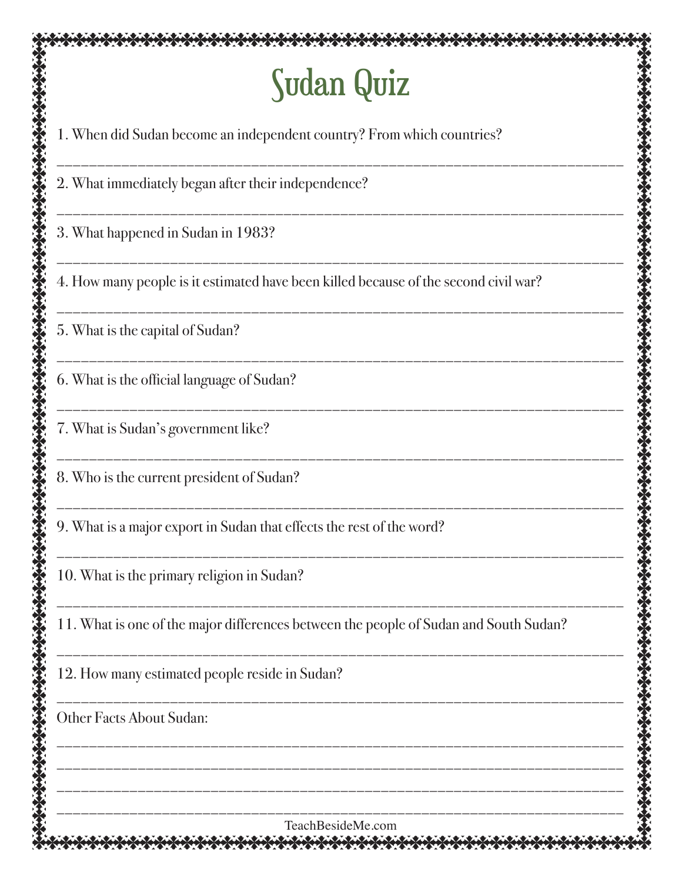# Sudan Quiz

1. When did Sudan become an independent country? From which countries?

_______________________________________________________________________________

2. What immediately began after their independence?

_______________________________________________________________________________

3. What happened in Sudan in 1983?

_______________________________________________________________________________

4. How many people is it estimated have been killed because of the second civil war?

_______________________________________________________________________________

5. What is the capital of Sudan?

_______________________________________________________________________________

6. What is the official language of Sudan?

_______________________________________________________________________________

7. What is Sudan's government like?

_______________________________________________________________________________

8. Who is the current president of Sudan?

_______________________________________________________________________________

9. What is a major export in Sudan that effects the rest of the word?

_______________________________________________________________________________

10. What is the primary religion in Sudan?

_______________________________________________________________________________

11. What is one of the major differences between the people of Sudan and South Sudan?

_______________________________________________________________________________

12. How many estimated people reside in Sudan?

_______________________________________________________________________________

Other Facts About Sudan:

_______________________________________________________________________________

_______________________________________________________________________________

_______________________________________________________________________________

_______________________________________________________________________________

TeachBesideMe.com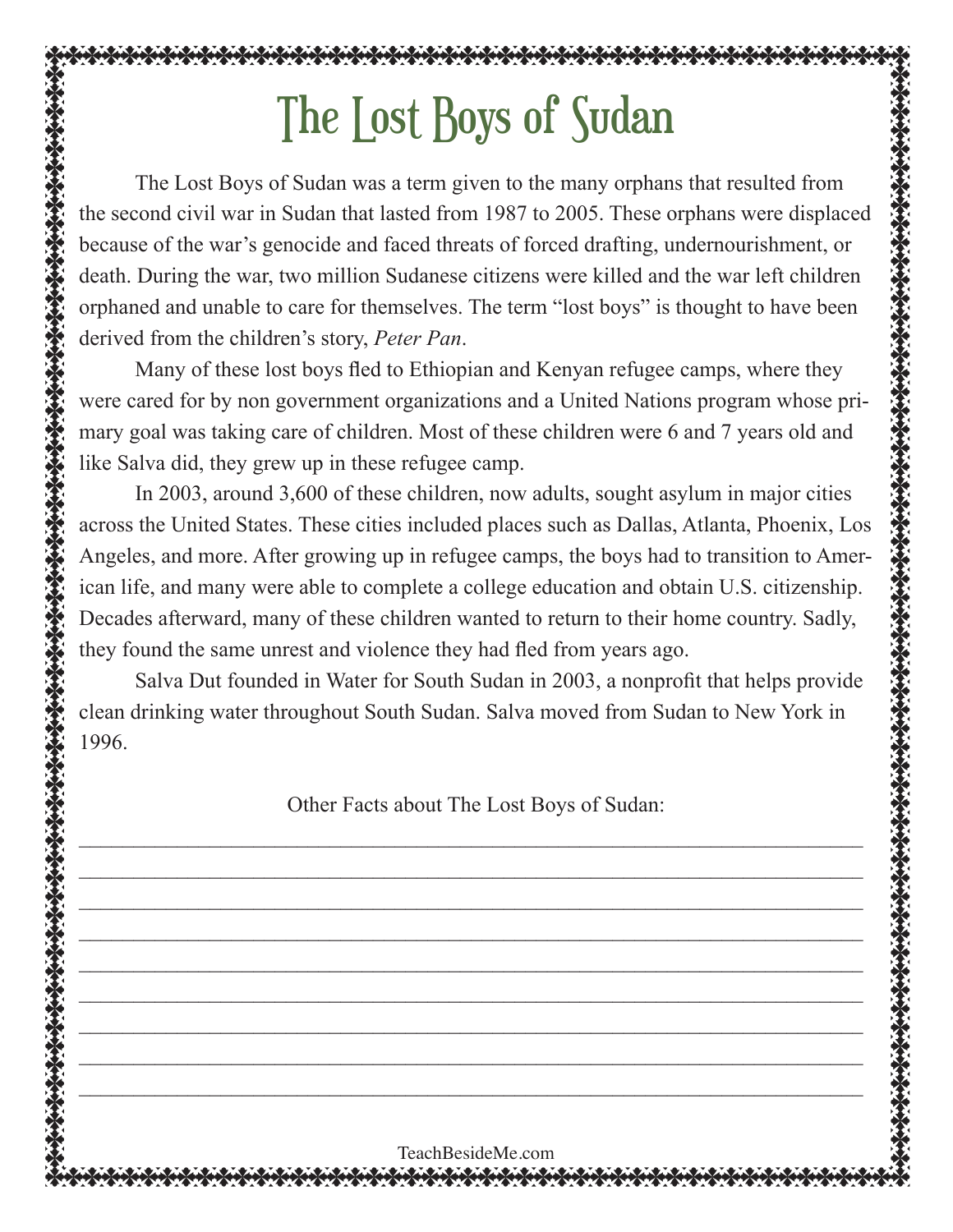# The Lost Boys of Sudan

The Lost Boys of Sudan was a term given to the many orphans that resulted from the second civil war in Sudan that lasted from 1987 to 2005. These orphans were displaced because of the war's genocide and faced threats of forced drafting, undernourishment, or death. During the war, two million Sudanese citizens were killed and the war left children orphaned and unable to care for themselves. The term "lost boys" is thought to have been derived from the children's story, *Peter Pan*.

Many of these lost boys fled to Ethiopian and Kenyan refugee camps, where they were cared for by non government organizations and a United Nations program whose primary goal was taking care of children. Most of these children were 6 and 7 years old and like Salva did, they grew up in these refugee camp.

In 2003, around 3,600 of these children, now adults, sought asylum in major cities across the United States. These cities included places such as Dallas, Atlanta, Phoenix, Los Angeles, and more. After growing up in refugee camps, the boys had to transition to American life, and many were able to complete a college education and obtain U.S. citizenship. Decades afterward, many of these children wanted to return to their home country. Sadly, they found the same unrest and violence they had fled from years ago.

Salva Dut founded in Water for South Sudan in 2003, a nonprofit that helps provide clean drinking water throughout South Sudan. Salva moved from Sudan to New York in 1996.

Other Facts about The Lost Boys of Sudan:

\_\_\_\_\_\_\_\_\_\_\_\_\_\_\_\_\_\_\_\_\_\_\_\_\_\_\_\_\_\_\_\_\_\_\_\_\_\_\_\_\_\_\_\_\_\_\_\_\_\_\_\_\_\_\_\_\_\_\_\_

\_\_\_\_\_\_\_\_\_\_\_\_\_\_\_\_\_\_\_\_\_\_\_\_\_\_\_\_\_\_\_\_\_\_\_\_\_\_\_\_\_\_\_\_\_\_\_\_\_\_\_\_\_\_\_\_\_\_\_\_

\_\_\_\_\_\_\_\_\_\_\_\_\_\_\_\_\_\_\_\_\_\_\_\_\_\_\_\_\_\_\_\_\_\_\_\_\_\_\_\_\_\_\_\_\_\_\_\_\_\_\_\_\_\_\_\_\_\_\_\_

\_\_\_\_\_\_\_\_\_\_\_\_\_\_\_\_\_\_\_\_\_\_\_\_\_\_\_\_\_\_\_\_\_\_\_\_\_\_\_\_\_\_\_\_\_\_\_\_\_\_\_\_\_\_\_\_\_\_\_\_

\_\_\_\_\_\_\_\_\_\_\_\_\_\_\_\_\_\_\_\_\_\_\_\_\_\_\_\_\_\_\_\_\_\_\_\_\_\_\_\_\_\_\_\_\_\_\_\_\_\_\_\_\_\_\_\_\_\_\_\_

\_\_\_\_\_\_\_\_\_\_\_\_\_\_\_\_\_\_\_\_\_\_\_\_\_\_\_\_\_\_\_\_\_\_\_\_\_\_\_\_\_\_\_\_\_\_\_\_\_\_\_\_\_\_\_\_\_\_\_\_

\_\_\_\_\_\_\_\_\_\_\_\_\_\_\_\_\_\_\_\_\_\_\_\_\_\_\_\_\_\_\_\_\_\_\_\_\_\_\_\_\_\_\_\_\_\_\_\_\_\_\_\_\_\_\_\_\_\_\_\_

\_\_\_\_\_\_\_\_\_\_\_\_\_\_\_\_\_\_\_\_\_\_\_\_\_\_\_\_\_\_\_\_\_\_\_\_\_\_\_\_\_\_\_\_\_\_\_\_\_\_\_\_\_\_\_\_\_\_\_\_

\_\_\_\_\_\_\_\_\_\_\_\_\_\_\_\_\_\_\_\_\_\_\_\_\_\_\_\_\_\_\_\_\_\_\_\_\_\_\_\_\_\_\_\_\_\_\_\_\_\_\_\_\_\_\_\_\_\_\_\_

TeachBesideMe.com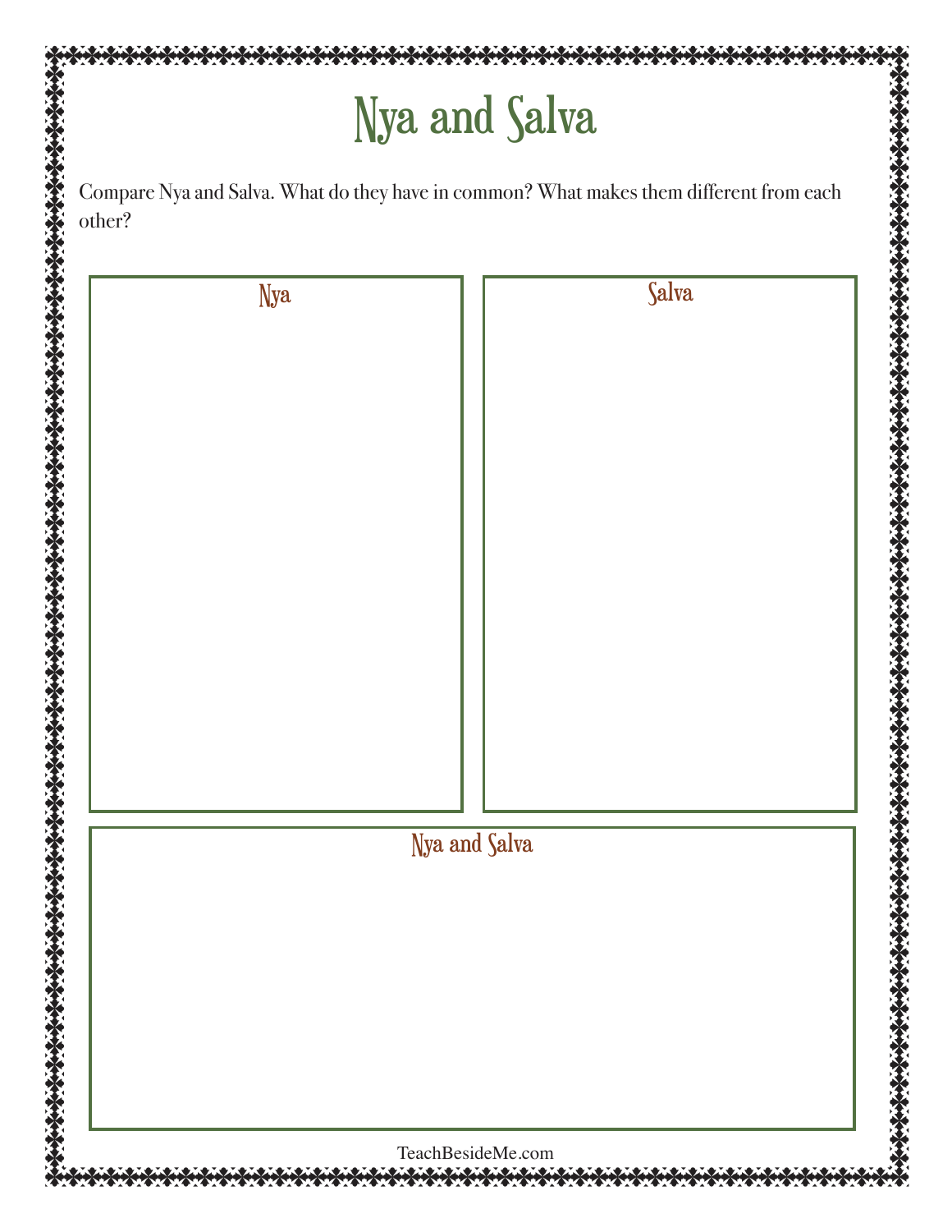# Nya and Salva

Compare Nya and Salva. What do they have in common? What makes them different from each other?

## Nya

## Salva

## Nya and Salva

TeachBesideMe.com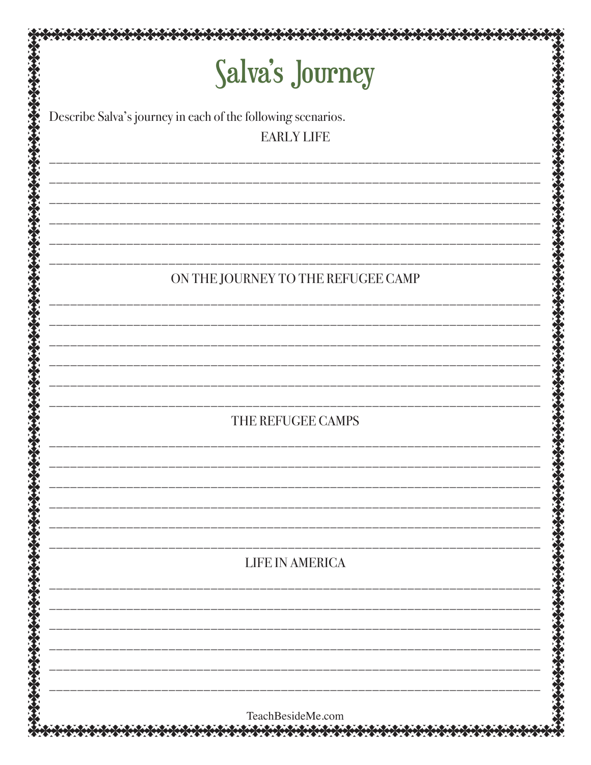# Salva's Journey

Describe Salva's journey in each of the following scenarios.

EARLY LIFE

______________________________________________________________________________

______________________________________________________________________________

______________________________________________________________________________

______________________________________________________________________________

______________________________________________________________________________

______________________________________________________________________________

ON THE JOURNEY TO THE REFUGEE CAMP

______________________________________________________________________________

______________________________________________________________________________

______________________________________________________________________________

______________________________________________________________________________

______________________________________________________________________________

______________________________________________________________________________

THE REFUGEE CAMPS

______________________________________________________________________________

______________________________________________________________________________

______________________________________________________________________________

______________________________________________________________________________

______________________________________________________________________________

______________________________________________________________________________

LIFE IN AMERICA

______________________________________________________________________________

______________________________________________________________________________

______________________________________________________________________________

______________________________________________________________________________

______________________________________________________________________________

______________________________________________________________________________

TeachBesideMe.com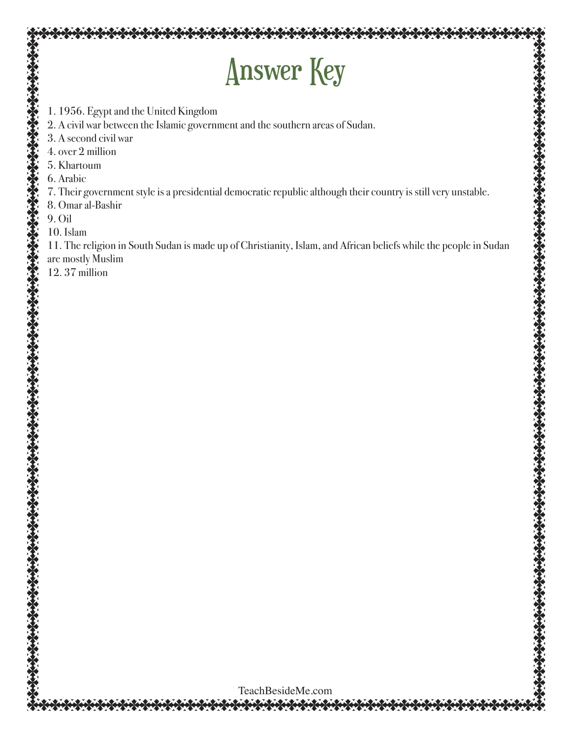# Answer Key

1. 1956. Egypt and the United Kingdom
2. A civil war between the Islamic government and the southern areas of Sudan.
3. A second civil war
4. over 2 million
5. Khartoum
6. Arabic
7. Their government style is a presidential democratic republic although their country is still very unstable.
8. Omar al-Bashir
9. Oil
10. Islam
11. The religion in South Sudan is made up of Christianity, Islam, and African beliefs while the people in Sudan are mostly Muslim
12. 37 million

TeachBesideMe.com